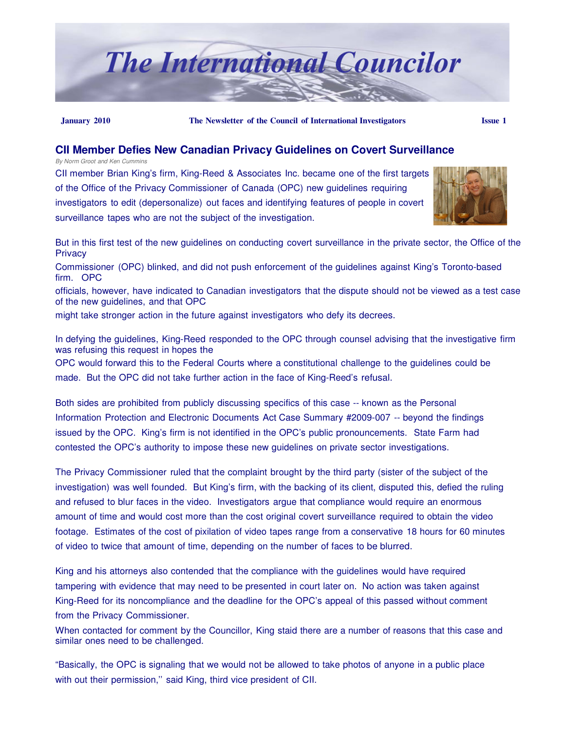# The International Councilor

**January 2010** | **The Newsletter of the Council of International Investigators** | **Issue 1**

## CII Member Defies New Canadian Privacy Guidelines on Covert Surveillance

*By Norm Groot and Ken Cummins*

CII member Brian King's firm, King-Reed & Associates Inc. became one of the first targets of the Office of the Privacy Commissioner of Canada (OPC) new guidelines requiring investigators to edit (depersonalize) out faces and identifying features of people in covert surveillance tapes who are not the subject of the investigation.

But in this first test of the new guidelines on conducting covert surveillance in the private sector, the Office of the Privacy Commissioner (OPC) blinked, and did not push enforcement of the guidelines against King's Toronto-based firm. OPC officials, however, have indicated to Canadian investigators that the dispute should not be viewed as a test case of the new guidelines, and that OPC might take stronger action in the future against investigators who defy its decrees.

In defying the guidelines, King-Reed responded to the OPC through counsel advising that the investigative firm was refusing this request in hopes the OPC would forward this to the Federal Courts where a constitutional challenge to the guidelines could be made. But the OPC did not take further action in the face of King-Reed's refusal.

Both sides are prohibited from publicly discussing specifics of this case -- known as the Personal Information Protection and Electronic Documents Act Case Summary #2009-007 -- beyond the findings issued by the OPC. King's firm is not identified in the OPC's public pronouncements. State Farm had contested the OPC's authority to impose these new guidelines on private sector investigations.

The Privacy Commissioner ruled that the complaint brought by the third party (sister of the subject of the investigation) was well founded. But King's firm, with the backing of its client, disputed this, defied the ruling and refused to blur faces in the video. Investigators argue that compliance would require an enormous amount of time and would cost more than the cost original covert surveillance required to obtain the video footage. Estimates of the cost of pixilation of video tapes range from a conservative 18 hours for 60 minutes of video to twice that amount of time, depending on the number of faces to be blurred.

King and his attorneys also contended that the compliance with the guidelines would have required tampering with evidence that may need to be presented in court later on. No action was taken against King-Reed for its noncompliance and the deadline for the OPC's appeal of this passed without comment from the Privacy Commissioner.

When contacted for comment by the Councillor, King staid there are a number of reasons that this case and similar ones need to be challenged.

"Basically, the OPC is signaling that we would not be allowed to take photos of anyone in a public place with out their permission,'' said King, third vice president of CII.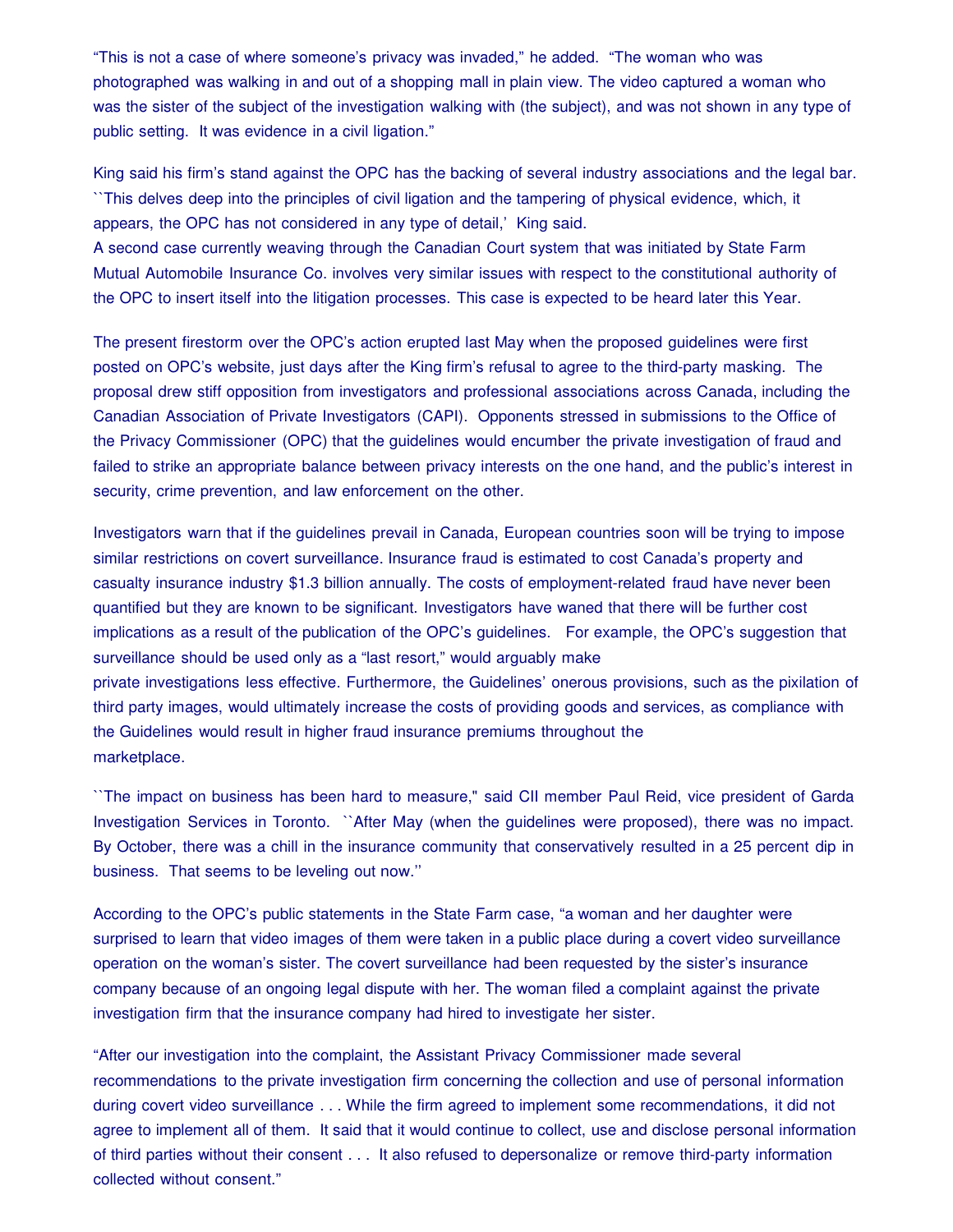"This is not a case of where someone's privacy was invaded," he added. "The woman who was photographed was walking in and out of a shopping mall in plain view. The video captured a woman who was the sister of the subject of the investigation walking with (the subject), and was not shown in any type of public setting. It was evidence in a civil ligation."

King said his firm's stand against the OPC has the backing of several industry associations and the legal bar. ``This delves deep into the principles of civil ligation and the tampering of physical evidence, which, it appears, the OPC has not considered in any type of detail,' King said.
A second case currently weaving through the Canadian Court system that was initiated by State Farm Mutual Automobile Insurance Co. involves very similar issues with respect to the constitutional authority of the OPC to insert itself into the litigation processes. This case is expected to be heard later this Year.

The present firestorm over the OPC's action erupted last May when the proposed guidelines were first posted on OPC's website, just days after the King firm's refusal to agree to the third-party masking. The proposal drew stiff opposition from investigators and professional associations across Canada, including the Canadian Association of Private Investigators (CAPI). Opponents stressed in submissions to the Office of the Privacy Commissioner (OPC) that the guidelines would encumber the private investigation of fraud and failed to strike an appropriate balance between privacy interests on the one hand, and the public's interest in security, crime prevention, and law enforcement on the other.

Investigators warn that if the guidelines prevail in Canada, European countries soon will be trying to impose similar restrictions on covert surveillance. Insurance fraud is estimated to cost Canada's property and casualty insurance industry $1.3 billion annually. The costs of employment-related fraud have never been quantified but they are known to be significant. Investigators have waned that there will be further cost implications as a result of the publication of the OPC's guidelines. For example, the OPC's suggestion that surveillance should be used only as a "last resort," would arguably make
private investigations less effective. Furthermore, the Guidelines' onerous provisions, such as the pixilation of third party images, would ultimately increase the costs of providing goods and services, as compliance with the Guidelines would result in higher fraud insurance premiums throughout the
marketplace.

``The impact on business has been hard to measure," said CII member Paul Reid, vice president of Garda Investigation Services in Toronto. ``After May (when the guidelines were proposed), there was no impact. By October, there was a chill in the insurance community that conservatively resulted in a 25 percent dip in business. That seems to be leveling out now.''

According to the OPC's public statements in the State Farm case, "a woman and her daughter were surprised to learn that video images of them were taken in a public place during a covert video surveillance operation on the woman's sister. The covert surveillance had been requested by the sister's insurance company because of an ongoing legal dispute with her. The woman filed a complaint against the private investigation firm that the insurance company had hired to investigate her sister.

"After our investigation into the complaint, the Assistant Privacy Commissioner made several recommendations to the private investigation firm concerning the collection and use of personal information during covert video surveillance . . . While the firm agreed to implement some recommendations, it did not agree to implement all of them. It said that it would continue to collect, use and disclose personal information of third parties without their consent . . . It also refused to depersonalize or remove third-party information collected without consent."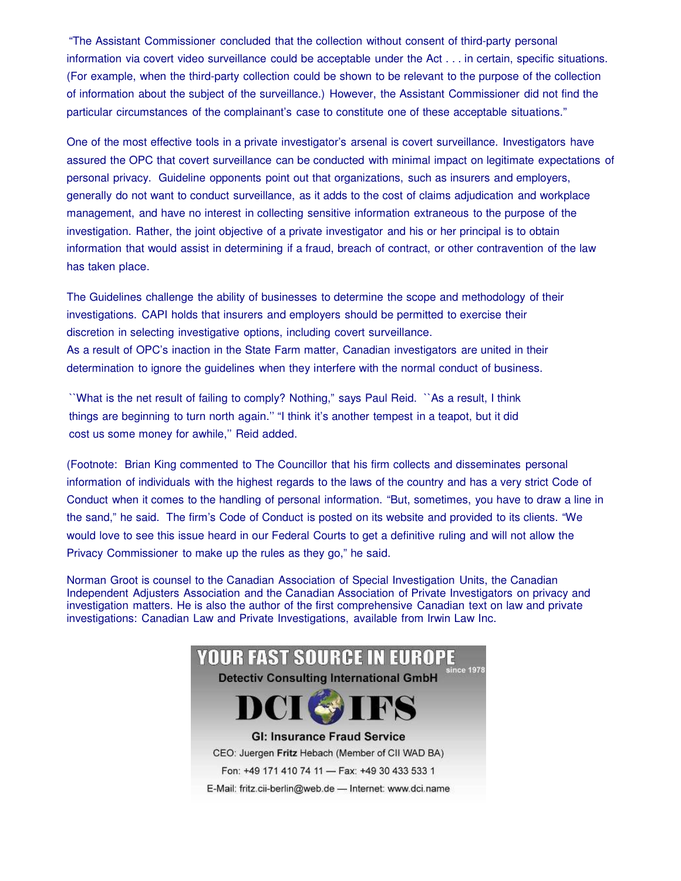"The Assistant Commissioner concluded that the collection without consent of third-party personal information via covert video surveillance could be acceptable under the Act . . . in certain, specific situations. (For example, when the third-party collection could be shown to be relevant to the purpose of the collection of information about the subject of the surveillance.) However, the Assistant Commissioner did not find the particular circumstances of the complainant's case to constitute one of these acceptable situations."

One of the most effective tools in a private investigator's arsenal is covert surveillance. Investigators have assured the OPC that covert surveillance can be conducted with minimal impact on legitimate expectations of personal privacy. Guideline opponents point out that organizations, such as insurers and employers, generally do not want to conduct surveillance, as it adds to the cost of claims adjudication and workplace management, and have no interest in collecting sensitive information extraneous to the purpose of the investigation. Rather, the joint objective of a private investigator and his or her principal is to obtain information that would assist in determining if a fraud, breach of contract, or other contravention of the law has taken place.

The Guidelines challenge the ability of businesses to determine the scope and methodology of their investigations. CAPI holds that insurers and employers should be permitted to exercise their discretion in selecting investigative options, including covert surveillance.
As a result of OPC's inaction in the State Farm matter, Canadian investigators are united in their determination to ignore the guidelines when they interfere with the normal conduct of business.

``What is the net result of failing to comply? Nothing," says Paul Reid. ``As a result, I think things are beginning to turn north again.'' "I think it's another tempest in a teapot, but it did cost us some money for awhile,'' Reid added.

(Footnote: Brian King commented to The Councillor that his firm collects and disseminates personal information of individuals with the highest regards to the laws of the country and has a very strict Code of Conduct when it comes to the handling of personal information. "But, sometimes, you have to draw a line in the sand," he said. The firm's Code of Conduct is posted on its website and provided to its clients. "We would love to see this issue heard in our Federal Courts to get a definitive ruling and will not allow the Privacy Commissioner to make up the rules as they go," he said.

Norman Groot is counsel to the Canadian Association of Special Investigation Units, the Canadian Independent Adjusters Association and the Canadian Association of Private Investigators on privacy and investigation matters. He is also the author of the first comprehensive Canadian text on law and private investigations: Canadian Law and Private Investigations, available from Irwin Law Inc.

**YOUR FAST SOURCE IN EUROPE**
since 1978
**Detectiv Consulting International GmbH**
**DCI IFS**
**GI: Insurance Fraud Service**
CEO: Juergen **Fritz** Hebach (Member of CII WAD BA)
Fon: +49 171 410 74 11 — Fax: +49 30 433 533 1
E-Mail: fritz.cii-berlin@web.de — Internet: www.dci.name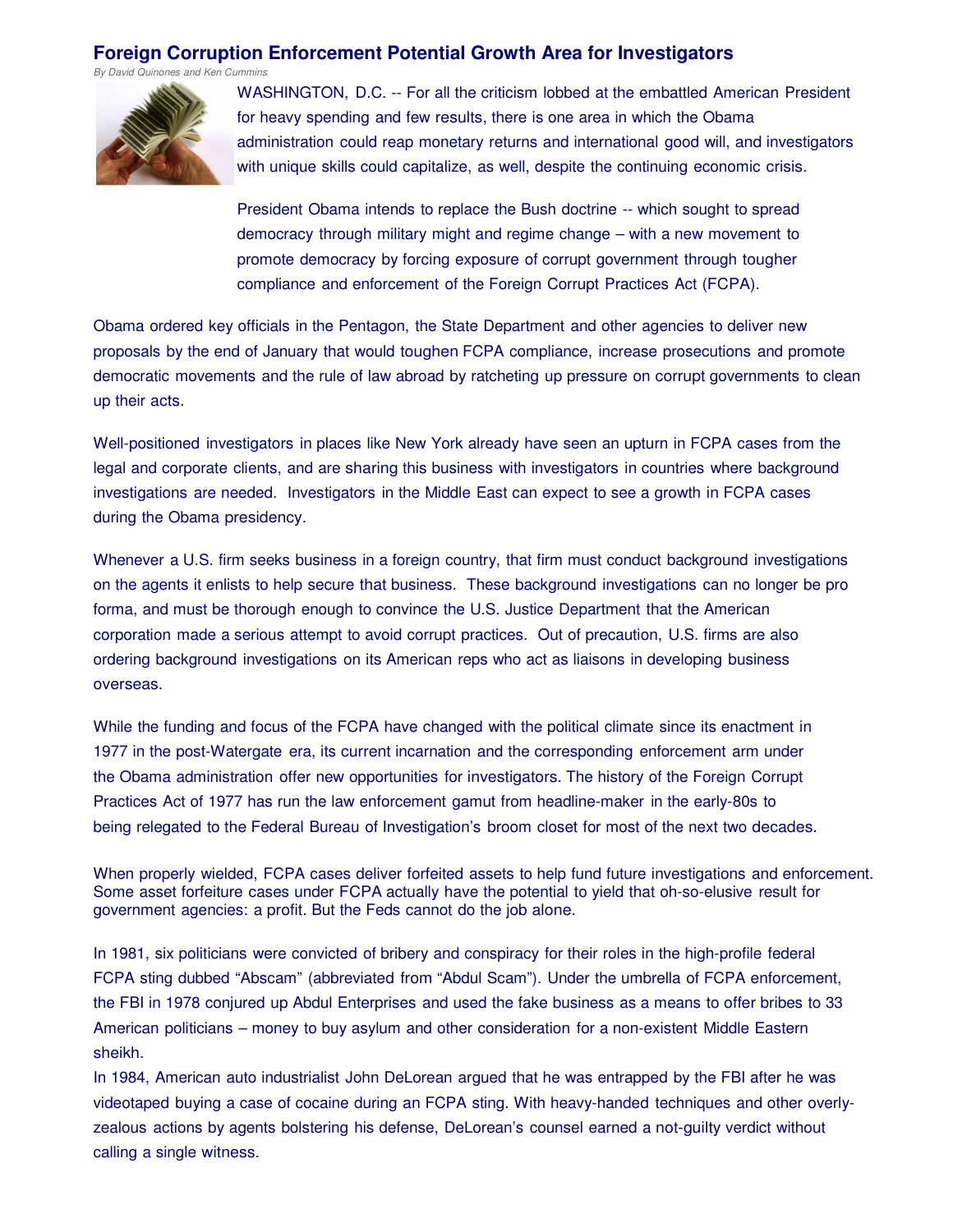## Foreign Corruption Enforcement Potential Growth Area for Investigators

*By David Quinones and Ken Cummins*

WASHINGTON, D.C. -- For all the criticism lobbed at the embattled American President for heavy spending and few results, there is one area in which the Obama administration could reap monetary returns and international good will, and investigators with unique skills could capitalize, as well, despite the continuing economic crisis.

President Obama intends to replace the Bush doctrine -- which sought to spread democracy through military might and regime change – with a new movement to promote democracy by forcing exposure of corrupt government through tougher compliance and enforcement of the Foreign Corrupt Practices Act (FCPA).

Obama ordered key officials in the Pentagon, the State Department and other agencies to deliver new proposals by the end of January that would toughen FCPA compliance, increase prosecutions and promote democratic movements and the rule of law abroad by ratcheting up pressure on corrupt governments to clean up their acts.

Well-positioned investigators in places like New York already have seen an upturn in FCPA cases from the legal and corporate clients, and are sharing this business with investigators in countries where background investigations are needed. Investigators in the Middle East can expect to see a growth in FCPA cases during the Obama presidency.

Whenever a U.S. firm seeks business in a foreign country, that firm must conduct background investigations on the agents it enlists to help secure that business. These background investigations can no longer be pro forma, and must be thorough enough to convince the U.S. Justice Department that the American corporation made a serious attempt to avoid corrupt practices. Out of precaution, U.S. firms are also ordering background investigations on its American reps who act as liaisons in developing business overseas.

While the funding and focus of the FCPA have changed with the political climate since its enactment in 1977 in the post-Watergate era, its current incarnation and the corresponding enforcement arm under the Obama administration offer new opportunities for investigators. The history of the Foreign Corrupt Practices Act of 1977 has run the law enforcement gamut from headline-maker in the early-80s to being relegated to the Federal Bureau of Investigation's broom closet for most of the next two decades.

When properly wielded, FCPA cases deliver forfeited assets to help fund future investigations and enforcement. Some asset forfeiture cases under FCPA actually have the potential to yield that oh-so-elusive result for government agencies: a profit. But the Feds cannot do the job alone.

In 1981, six politicians were convicted of bribery and conspiracy for their roles in the high-profile federal FCPA sting dubbed "Abscam" (abbreviated from "Abdul Scam"). Under the umbrella of FCPA enforcement, the FBI in 1978 conjured up Abdul Enterprises and used the fake business as a means to offer bribes to 33 American politicians – money to buy asylum and other consideration for a non-existent Middle Eastern sheikh.

In 1984, American auto industrialist John DeLorean argued that he was entrapped by the FBI after he was videotaped buying a case of cocaine during an FCPA sting. With heavy-handed techniques and other overly-zealous actions by agents bolstering his defense, DeLorean's counsel earned a not-guilty verdict without calling a single witness.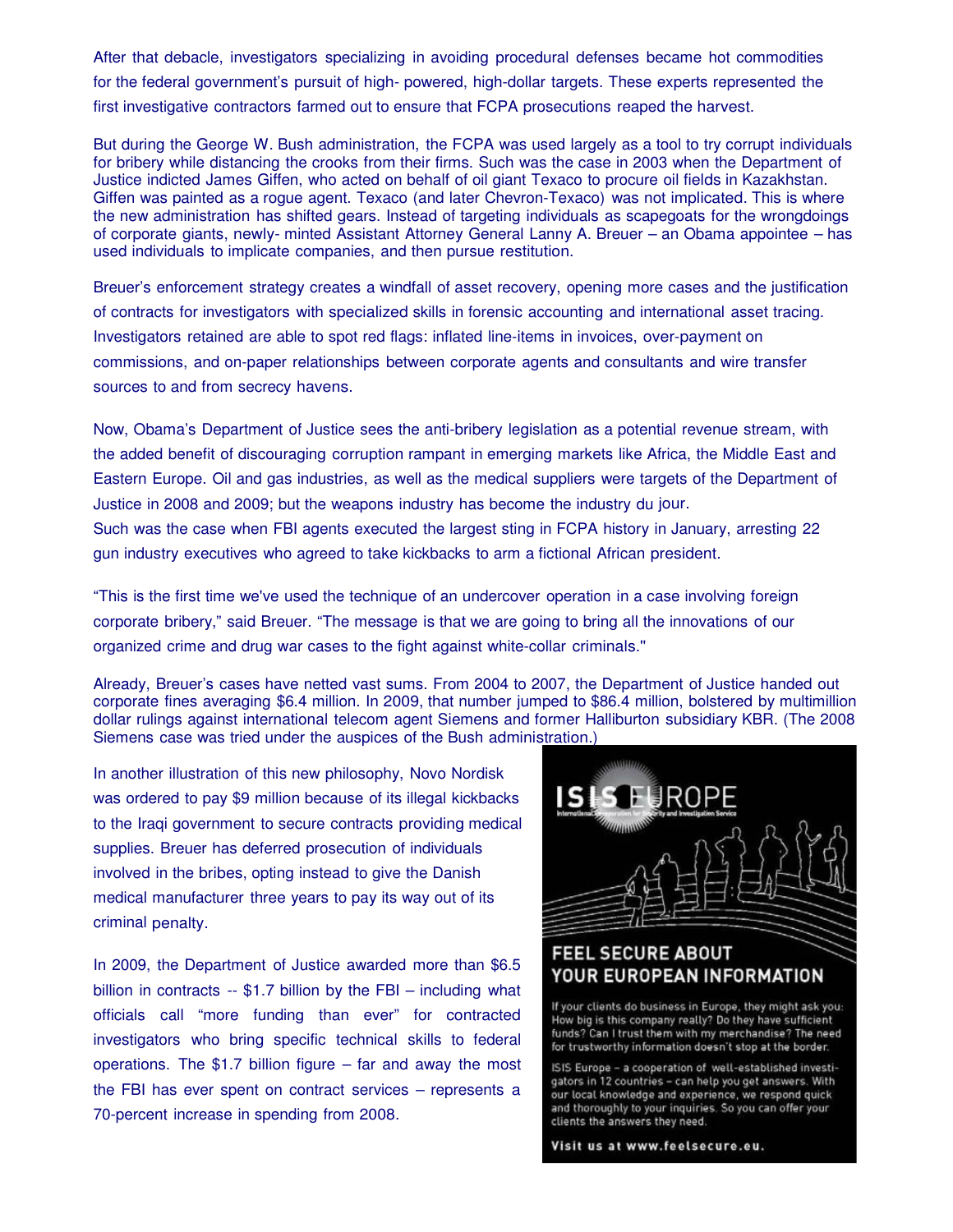After that debacle, investigators specializing in avoiding procedural defenses became hot commodities for the federal government's pursuit of high- powered, high-dollar targets. These experts represented the first investigative contractors farmed out to ensure that FCPA prosecutions reaped the harvest.

But during the George W. Bush administration, the FCPA was used largely as a tool to try corrupt individuals for bribery while distancing the crooks from their firms. Such was the case in 2003 when the Department of Justice indicted James Giffen, who acted on behalf of oil giant Texaco to procure oil fields in Kazakhstan. Giffen was painted as a rogue agent. Texaco (and later Chevron-Texaco) was not implicated. This is where the new administration has shifted gears. Instead of targeting individuals as scapegoats for the wrongdoings of corporate giants, newly- minted Assistant Attorney General Lanny A. Breuer – an Obama appointee – has used individuals to implicate companies, and then pursue restitution.

Breuer's enforcement strategy creates a windfall of asset recovery, opening more cases and the justification of contracts for investigators with specialized skills in forensic accounting and international asset tracing. Investigators retained are able to spot red flags: inflated line-items in invoices, over-payment on commissions, and on-paper relationships between corporate agents and consultants and wire transfer sources to and from secrecy havens.

Now, Obama's Department of Justice sees the anti-bribery legislation as a potential revenue stream, with the added benefit of discouraging corruption rampant in emerging markets like Africa, the Middle East and Eastern Europe. Oil and gas industries, as well as the medical suppliers were targets of the Department of Justice in 2008 and 2009; but the weapons industry has become the industry du jour.
Such was the case when FBI agents executed the largest sting in FCPA history in January, arresting 22 gun industry executives who agreed to take kickbacks to arm a fictional African president.

"This is the first time we've used the technique of an undercover operation in a case involving foreign corporate bribery," said Breuer. "The message is that we are going to bring all the innovations of our organized crime and drug war cases to the fight against white-collar criminals."

Already, Breuer's cases have netted vast sums. From 2004 to 2007, the Department of Justice handed out corporate fines averaging $6.4 million. In 2009, that number jumped to $86.4 million, bolstered by multimillion dollar rulings against international telecom agent Siemens and former Halliburton subsidiary KBR. (The 2008 Siemens case was tried under the auspices of the Bush administration.)

In another illustration of this new philosophy, Novo Nordisk was ordered to pay $9 million because of its illegal kickbacks to the Iraqi government to secure contracts providing medical supplies. Breuer has deferred prosecution of individuals involved in the bribes, opting instead to give the Danish medical manufacturer three years to pay its way out of its criminal penalty.

In 2009, the Department of Justice awarded more than $6.5 billion in contracts -- $1.7 billion by the FBI – including what officials call "more funding than ever" for contracted investigators who bring specific technical skills to federal operations. The $1.7 billion figure – far and away the most the FBI has ever spent on contract services – represents a 70-percent increase in spending from 2008.

**ISIS EUROPE**
International Cooperation for Security and Investigation Service

**FEEL SECURE ABOUT YOUR EUROPEAN INFORMATION**

If your clients do business in Europe, they might ask you: How big is this company really? Do they have sufficient funds? Can I trust them with my merchandise? The need for trustworthy information doesn't stop at the border.

ISIS Europe – a cooperation of well-established investigators in 12 countries – can help you get answers. With our local knowledge and experience, we respond quick and thoroughly to your inquiries. So you can offer your clients the answers they need.

**Visit us at www.feelsecure.eu.**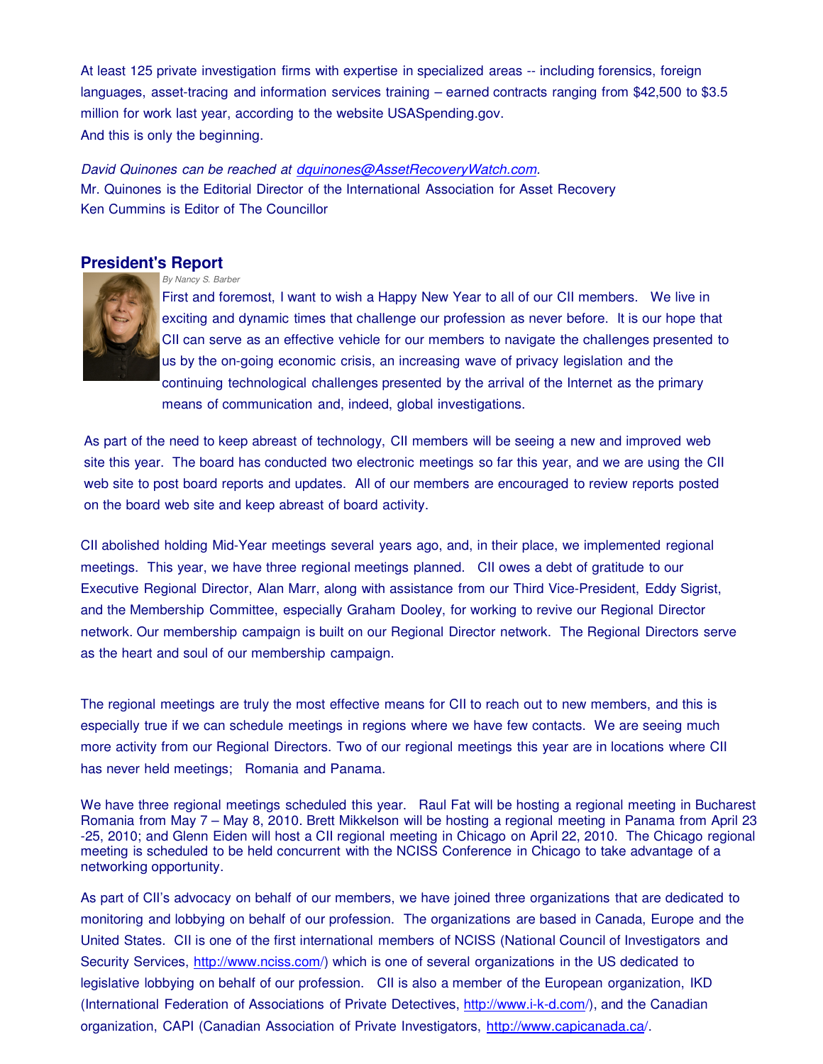At least 125 private investigation firms with expertise in specialized areas -- including forensics, foreign languages, asset-tracing and information services training – earned contracts ranging from $42,500 to $3.5 million for work last year, according to the website USASpending.gov.
And this is only the beginning.

*David Quinones can be reached at [dquinones@AssetRecoveryWatch.com](mailto:dquinones@AssetRecoveryWatch.com).*
Mr. Quinones is the Editorial Director of the International Association for Asset Recovery
Ken Cummins is Editor of The Councillor

## President's Report

*By Nancy S. Barber*

First and foremost, I want to wish a Happy New Year to all of our CII members. We live in exciting and dynamic times that challenge our profession as never before. It is our hope that CII can serve as an effective vehicle for our members to navigate the challenges presented to us by the on-going economic crisis, an increasing wave of privacy legislation and the continuing technological challenges presented by the arrival of the Internet as the primary means of communication and, indeed, global investigations.

As part of the need to keep abreast of technology, CII members will be seeing a new and improved web site this year. The board has conducted two electronic meetings so far this year, and we are using the CII web site to post board reports and updates. All of our members are encouraged to review reports posted on the board web site and keep abreast of board activity.

CII abolished holding Mid-Year meetings several years ago, and, in their place, we implemented regional meetings. This year, we have three regional meetings planned. CII owes a debt of gratitude to our Executive Regional Director, Alan Marr, along with assistance from our Third Vice-President, Eddy Sigrist, and the Membership Committee, especially Graham Dooley, for working to revive our Regional Director network. Our membership campaign is built on our Regional Director network. The Regional Directors serve as the heart and soul of our membership campaign.

The regional meetings are truly the most effective means for CII to reach out to new members, and this is especially true if we can schedule meetings in regions where we have few contacts. We are seeing much more activity from our Regional Directors. Two of our regional meetings this year are in locations where CII has never held meetings; Romania and Panama.

We have three regional meetings scheduled this year. Raul Fat will be hosting a regional meeting in Bucharest Romania from May 7 – May 8, 2010. Brett Mikkelson will be hosting a regional meeting in Panama from April 23 -25, 2010; and Glenn Eiden will host a CII regional meeting in Chicago on April 22, 2010. The Chicago regional meeting is scheduled to be held concurrent with the NCISS Conference in Chicago to take advantage of a networking opportunity.

As part of CII's advocacy on behalf of our members, we have joined three organizations that are dedicated to monitoring and lobbying on behalf of our profession. The organizations are based in Canada, Europe and the United States. CII is one of the first international members of NCISS (National Council of Investigators and Security Services, [http://www.nciss.com/](http://www.nciss.com/)) which is one of several organizations in the US dedicated to legislative lobbying on behalf of our profession. CII is also a member of the European organization, IKD (International Federation of Associations of Private Detectives, [http://www.i-k-d.com/](http://www.i-k-d.com/)), and the Canadian organization, CAPI (Canadian Association of Private Investigators, [http://www.capicanada.ca/](http://www.capicanada.ca/).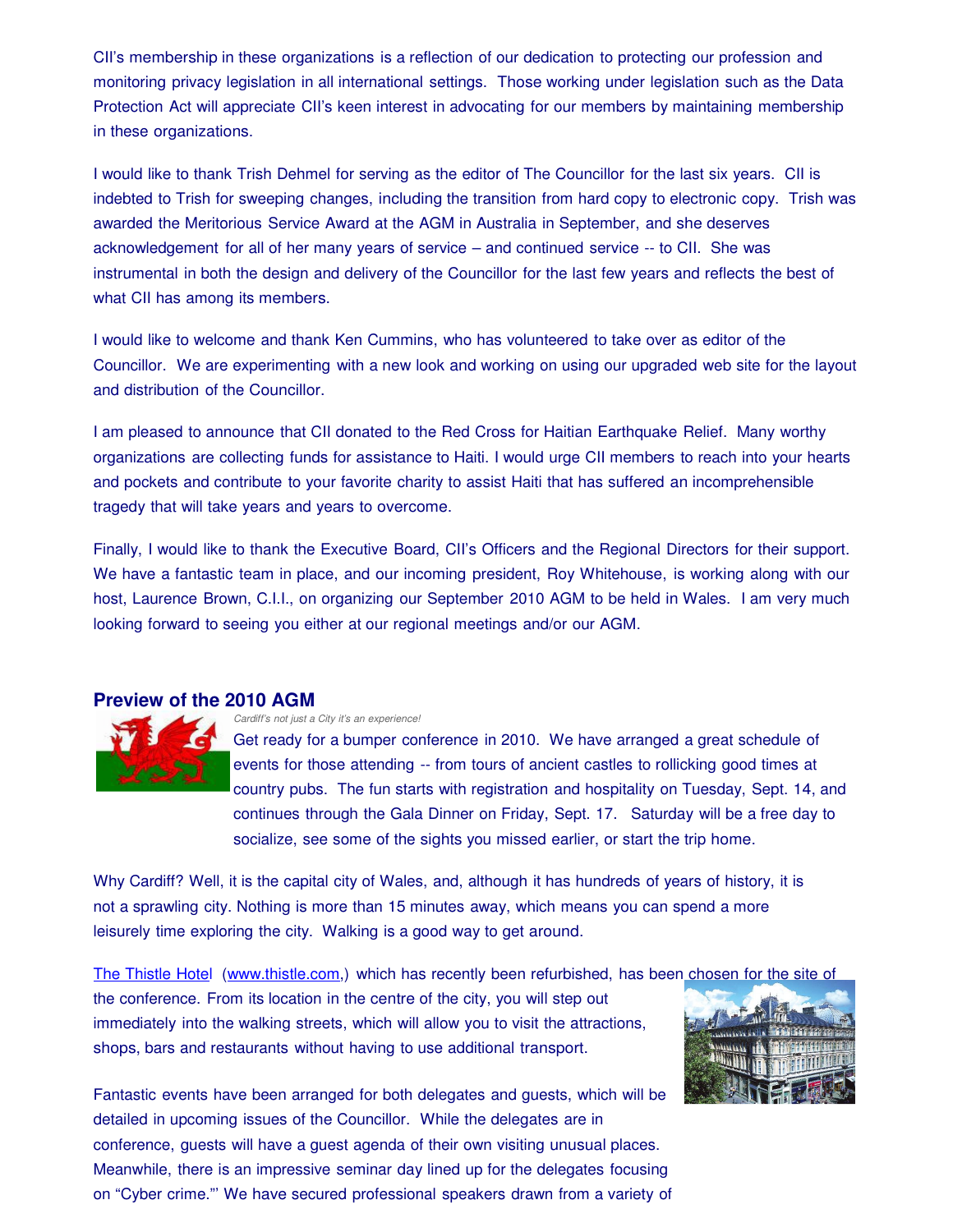CII's membership in these organizations is a reflection of our dedication to protecting our profession and monitoring privacy legislation in all international settings. Those working under legislation such as the Data Protection Act will appreciate CII's keen interest in advocating for our members by maintaining membership in these organizations.

I would like to thank Trish Dehmel for serving as the editor of The Councillor for the last six years. CII is indebted to Trish for sweeping changes, including the transition from hard copy to electronic copy. Trish was awarded the Meritorious Service Award at the AGM in Australia in September, and she deserves acknowledgement for all of her many years of service – and continued service -- to CII. She was instrumental in both the design and delivery of the Councillor for the last few years and reflects the best of what CII has among its members.

I would like to welcome and thank Ken Cummins, who has volunteered to take over as editor of the Councillor. We are experimenting with a new look and working on using our upgraded web site for the layout and distribution of the Councillor.

I am pleased to announce that CII donated to the Red Cross for Haitian Earthquake Relief. Many worthy organizations are collecting funds for assistance to Haiti. I would urge CII members to reach into your hearts and pockets and contribute to your favorite charity to assist Haiti that has suffered an incomprehensible tragedy that will take years and years to overcome.

Finally, I would like to thank the Executive Board, CII's Officers and the Regional Directors for their support. We have a fantastic team in place, and our incoming president, Roy Whitehouse, is working along with our host, Laurence Brown, C.I.I., on organizing our September 2010 AGM to be held in Wales. I am very much looking forward to seeing you either at our regional meetings and/or our AGM.

## Preview of the 2010 AGM

*Cardiff's not just a City it's an experience!*

Get ready for a bumper conference in 2010. We have arranged a great schedule of events for those attending -- from tours of ancient castles to rollicking good times at country pubs. The fun starts with registration and hospitality on Tuesday, Sept. 14, and continues through the Gala Dinner on Friday, Sept. 17. Saturday will be a free day to socialize, see some of the sights you missed earlier, or start the trip home.

Why Cardiff? Well, it is the capital city of Wales, and, although it has hundreds of years of history, it is not a sprawling city. Nothing is more than 15 minutes away, which means you can spend a more leisurely time exploring the city. Walking is a good way to get around.

The Thistle Hotel (www.thistle.com,) which has recently been refurbished, has been chosen for the site of the conference. From its location in the centre of the city, you will step out immediately into the walking streets, which will allow you to visit the attractions, shops, bars and restaurants without having to use additional transport.

Fantastic events have been arranged for both delegates and guests, which will be detailed in upcoming issues of the Councillor. While the delegates are in conference, guests will have a guest agenda of their own visiting unusual places. Meanwhile, there is an impressive seminar day lined up for the delegates focusing on "Cyber crime."' We have secured professional speakers drawn from a variety of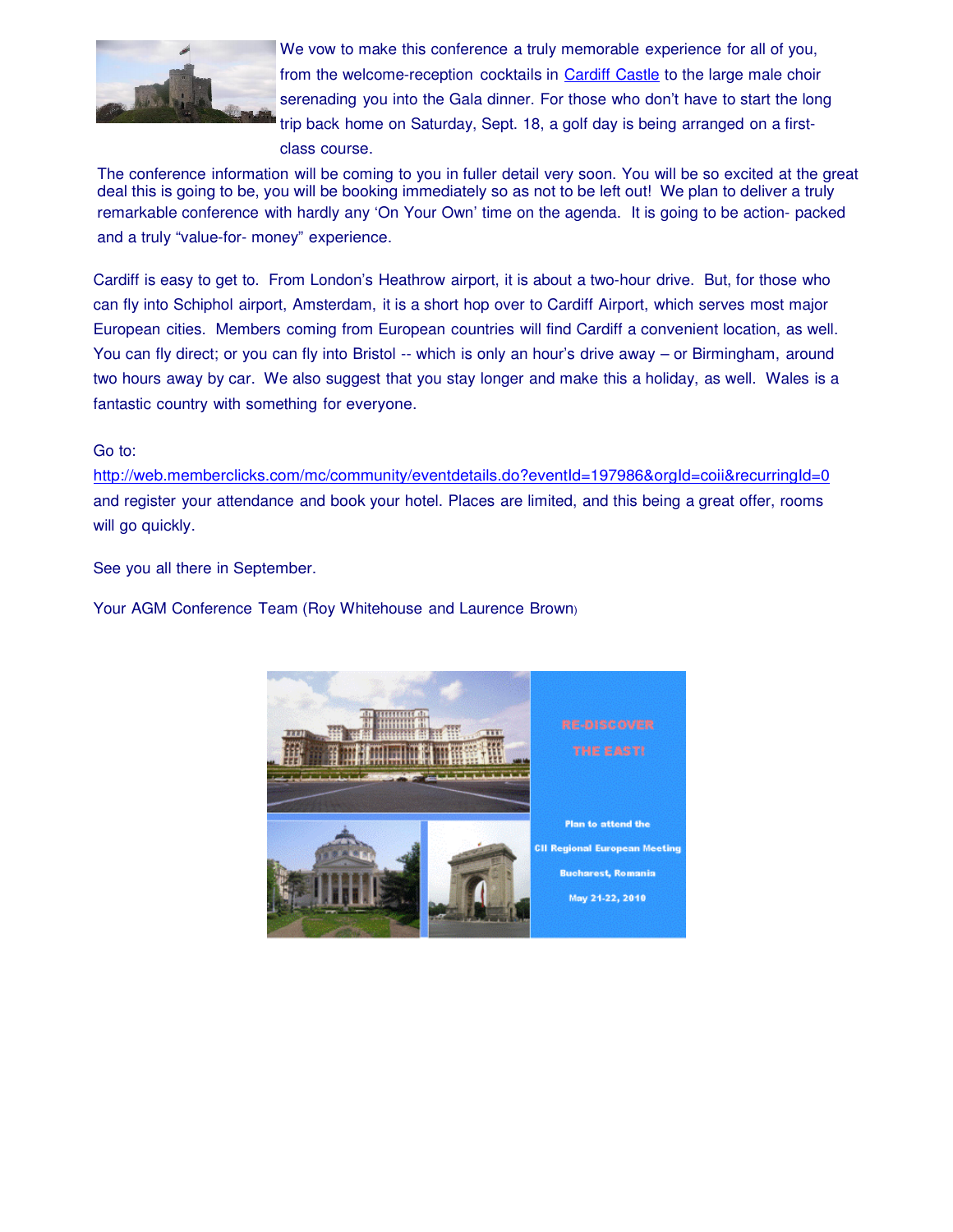We vow to make this conference a truly memorable experience for all of you, from the welcome-reception cocktails in Cardiff Castle to the large male choir serenading you into the Gala dinner. For those who don't have to start the long trip back home on Saturday, Sept. 18, a golf day is being arranged on a first-class course.

The conference information will be coming to you in fuller detail very soon. You will be so excited at the great deal this is going to be, you will be booking immediately so as not to be left out! We plan to deliver a truly remarkable conference with hardly any 'On Your Own' time on the agenda. It is going to be action- packed and a truly "value-for- money" experience.

Cardiff is easy to get to. From London's Heathrow airport, it is about a two-hour drive. But, for those who can fly into Schiphol airport, Amsterdam, it is a short hop over to Cardiff Airport, which serves most major European cities. Members coming from European countries will find Cardiff a convenient location, as well. You can fly direct; or you can fly into Bristol -- which is only an hour's drive away – or Birmingham, around two hours away by car. We also suggest that you stay longer and make this a holiday, as well. Wales is a fantastic country with something for everyone.

Go to:
http://web.memberclicks.com/mc/community/eventdetails.do?eventId=197986&orgId=coii&recurringId=0
and register your attendance and book your hotel. Places are limited, and this being a great offer, rooms will go quickly.

See you all there in September.

Your AGM Conference Team (Roy Whitehouse and Laurence Brown)

RE-DISCOVER THE EAST!

Plan to attend the CII Regional European Meeting

Bucharest, Romania

May 21-22, 2010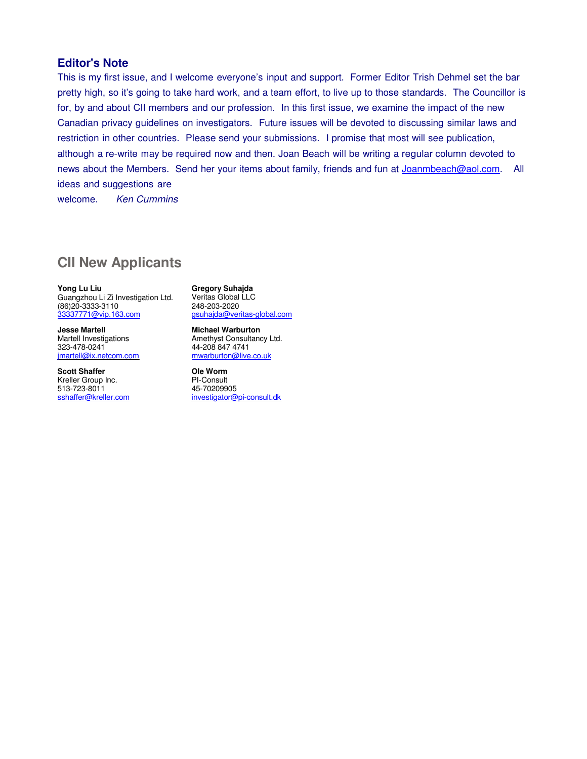## Editor's Note

This is my first issue, and I welcome everyone's input and support. Former Editor Trish Dehmel set the bar pretty high, so it's going to take hard work, and a team effort, to live up to those standards. The Councillor is for, by and about CII members and our profession. In this first issue, we examine the impact of the new Canadian privacy guidelines on investigators. Future issues will be devoted to discussing similar laws and restriction in other countries. Please send your submissions. I promise that most will see publication, although a re-write may be required now and then. Joan Beach will be writing a regular column devoted to news about the Members. Send her your items about family, friends and fun at Joanmbeach@aol.com. All ideas and suggestions are welcome. *Ken Cummins*

## CII New Applicants

**Yong Lu Liu**
Guangzhou Li Zi Investigation Ltd.
(86)20-3333-3110
33337771@vip.163.com

**Jesse Martell**
Martell Investigations
323-478-0241
jmartell@ix.netcom.com

**Scott Shaffer**
Kreller Group Inc.
513-723-8011
sshaffer@kreller.com

**Gregory Suhajda**
Veritas Global LLC
248-203-2020
gsuhajda@veritas-global.com

**Michael Warburton**
Amethyst Consultancy Ltd.
44-208 847 4741
mwarburton@live.co.uk

**Ole Worm**
PI-Consult
45-70209905
investigator@pi-consult.dk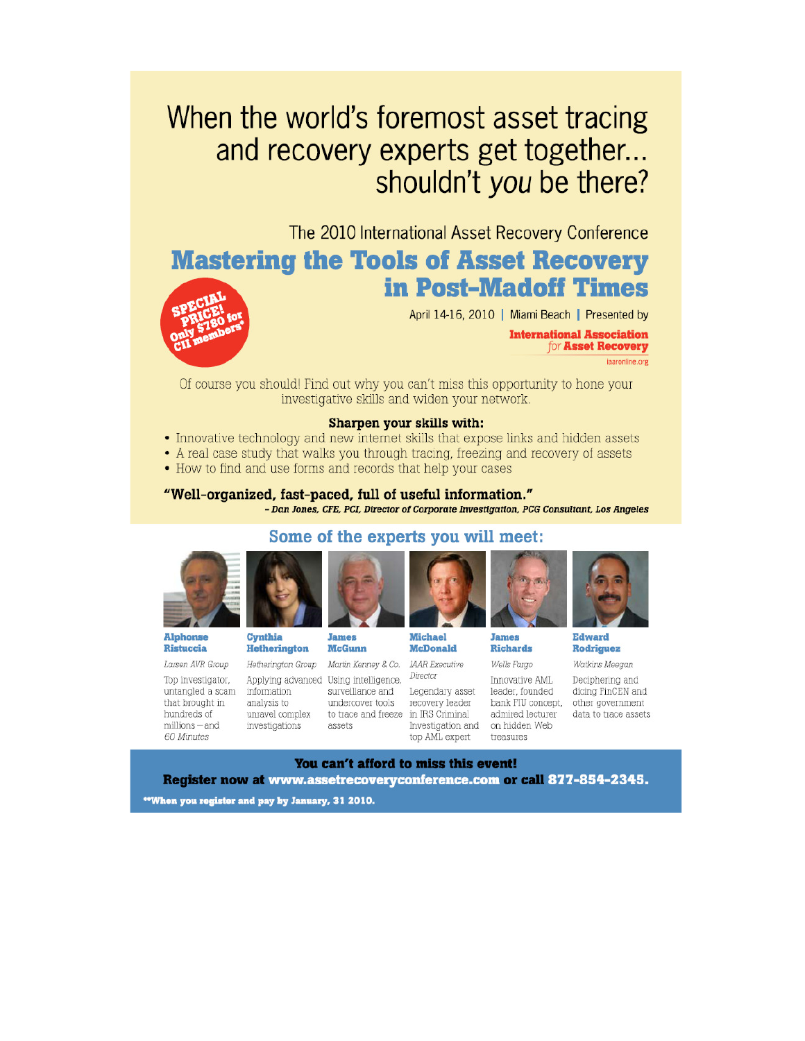# When the world's foremost asset tracing and recovery experts get together... shouldn't *you* be there?

The 2010 International Asset Recovery Conference

## Mastering the Tools of Asset Recovery in Post-Madoff Times

SPECIAL PRICE! Only $780 for CII members*

April 14-16, 2010 | Miami Beach | Presented by

**International Association *for* Asset Recovery**

iaaronline.org

Of course you should! Find out why you can't miss this opportunity to hone your investigative skills and widen your network.

**Sharpen your skills with:**

- Innovative technology and new internet skills that expose links and hidden assets
- A real case study that walks you through tracing, freezing and recovery of assets
- How to find and use forms and records that help your cases

**"Well-organized, fast-paced, full of useful information."**

***– Dan Jones, CFE, PCI, Director of Corporate Investigation, PCG Consultant, Los Angeles***

### Some of the experts you will meet:

**Alphonse Ristuccia**
*Larsen AVR Group*
Top investigator, untangled a scam that brought in hundreds of millions – and *60 Minutes*

**Cynthia Hetherington**
*Hetherington Group*
Applying advanced information analysis to unravel complex investigations

**James McGunn**
*Martin Kenney & Co.*
Using intelligence, surveillance and undercover tools to trace and freeze assets

**Michael McDonald**
*IAAR Executive Director*
Legendary asset recovery leader in IRS Criminal Investigation and top AML expert

**James Richards**
*Wells Fargo*
Innovative AML leader, founded bank FIU concept, admired lecturer on hidden Web treasures

**Edward Rodriguez**
*Watkins Meegan*
Deciphering and dicing FinCEN and other government data to trace assets

**You can't afford to miss this event!**
**Register now at www.assetrecoveryconference.com or call 877-854-2345.**

**\*\*When you register and pay by January, 31 2010.**